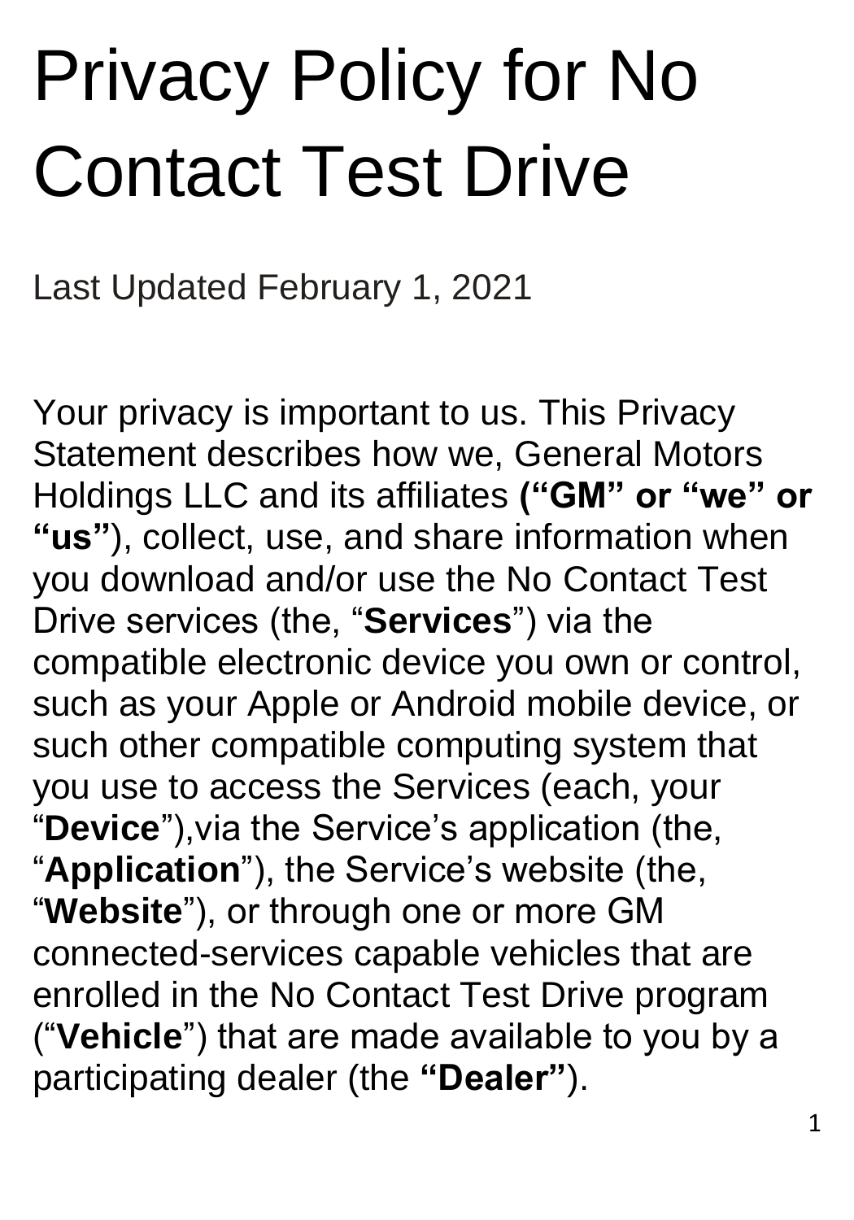# Privacy Policy for No Contact Test Drive

Last Updated February 1, 2021

Your privacy is important to us. This Privacy Statement describes how we, General Motors Holdings LLC and its affiliates **("GM" or "we" or "us"**), collect, use, and share information when you download and/or use the No Contact Test Drive services (the, "**Services**") via the compatible electronic device you own or control, such as your Apple or Android mobile device, or such other compatible computing system that you use to access the Services (each, your "**Device**"),via the Service's application (the, "**Application**"), the Service's website (the, "**Website**"), or through one or more GM connected-services capable vehicles that are enrolled in the No Contact Test Drive program ("**Vehicle**") that are made available to you by a participating dealer (the **"Dealer"**).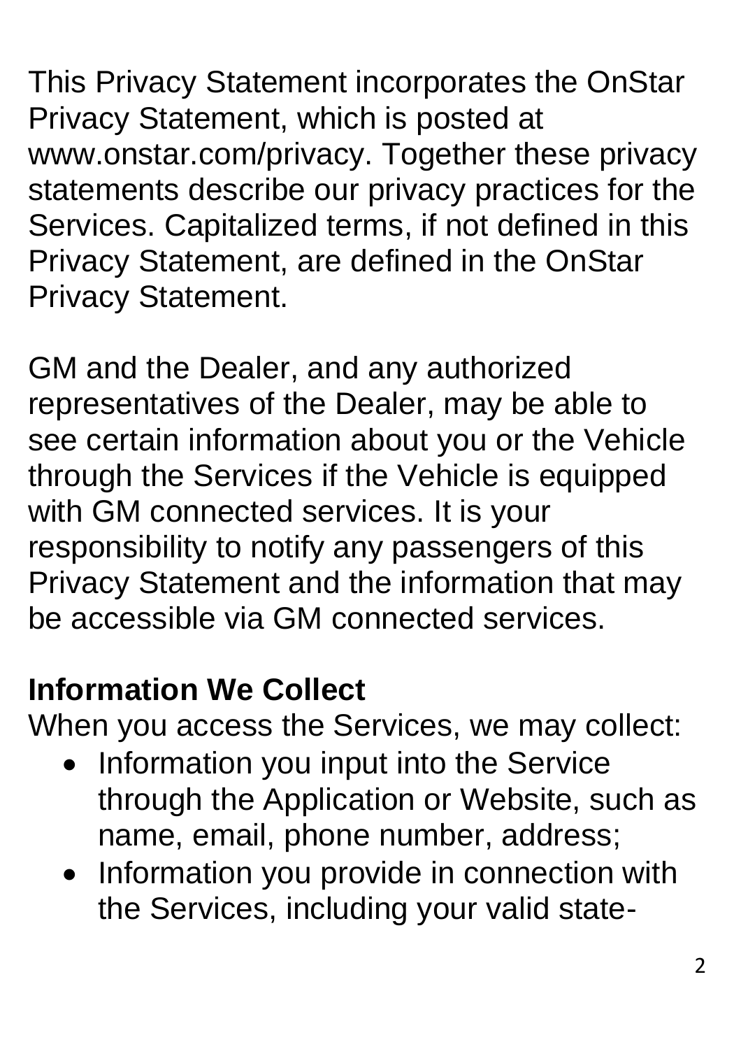This Privacy Statement incorporates the OnStar Privacy Statement, which is posted at www.onstar.com/privacy. Together these privacy statements describe our privacy practices for the Services. Capitalized terms, if not defined in this Privacy Statement, are defined in the OnStar Privacy Statement.

GM and the Dealer, and any authorized representatives of the Dealer, may be able to see certain information about you or the Vehicle through the Services if the Vehicle is equipped with GM connected services. It is your responsibility to notify any passengers of this Privacy Statement and the information that may be accessible via GM connected services.

**Information We Collect**

When you access the Services, we may collect:

- Information you input into the Service through the Application or Website, such as name, email, phone number, address;
- Information you provide in connection with the Services, including your valid state-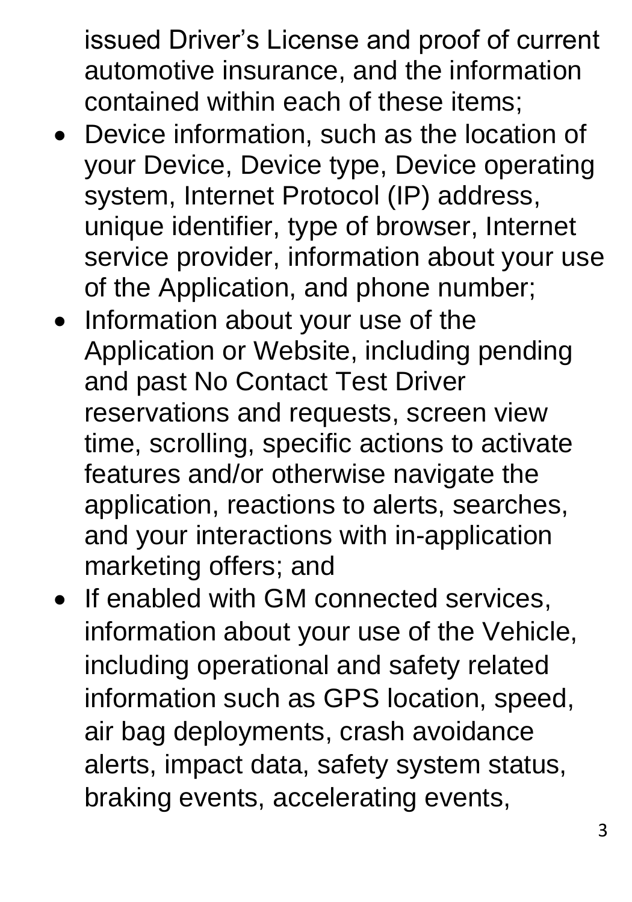issued Driver's License and proof of current automotive insurance, and the information contained within each of these items;

- Device information, such as the location of your Device, Device type, Device operating system, Internet Protocol (IP) address, unique identifier, type of browser, Internet service provider, information about your use of the Application, and phone number;
- Information about your use of the Application or Website, including pending and past No Contact Test Driver reservations and requests, screen view time, scrolling, specific actions to activate features and/or otherwise navigate the application, reactions to alerts, searches, and your interactions with in-application marketing offers; and
- If enabled with GM connected services, information about your use of the Vehicle, including operational and safety related information such as GPS location, speed, air bag deployments, crash avoidance alerts, impact data, safety system status, braking events, accelerating events,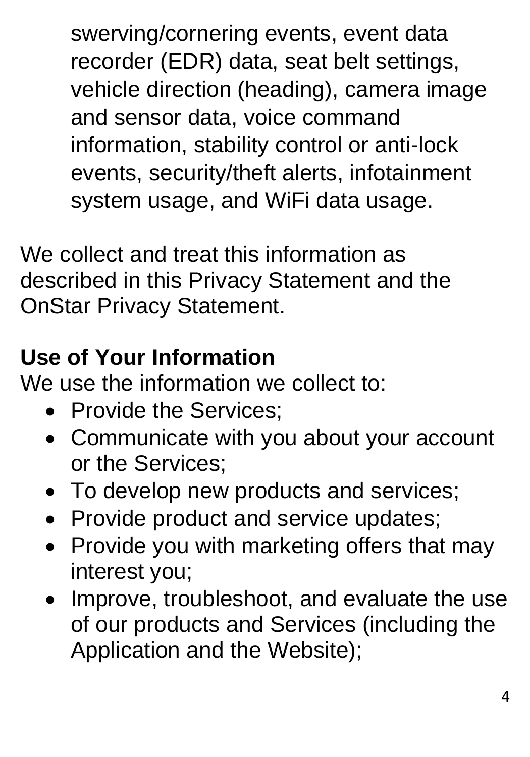swerving/cornering events, event data recorder (EDR) data, seat belt settings, vehicle direction (heading), camera image and sensor data, voice command information, stability control or anti-lock events, security/theft alerts, infotainment system usage, and WiFi data usage.

We collect and treat this information as described in this Privacy Statement and the OnStar Privacy Statement.

**Use of Your Information**

We use the information we collect to:

- Provide the Services;
- Communicate with you about your account or the Services;
- To develop new products and services;
- Provide product and service updates;
- Provide you with marketing offers that may interest you;
- Improve, troubleshoot, and evaluate the use of our products and Services (including the Application and the Website);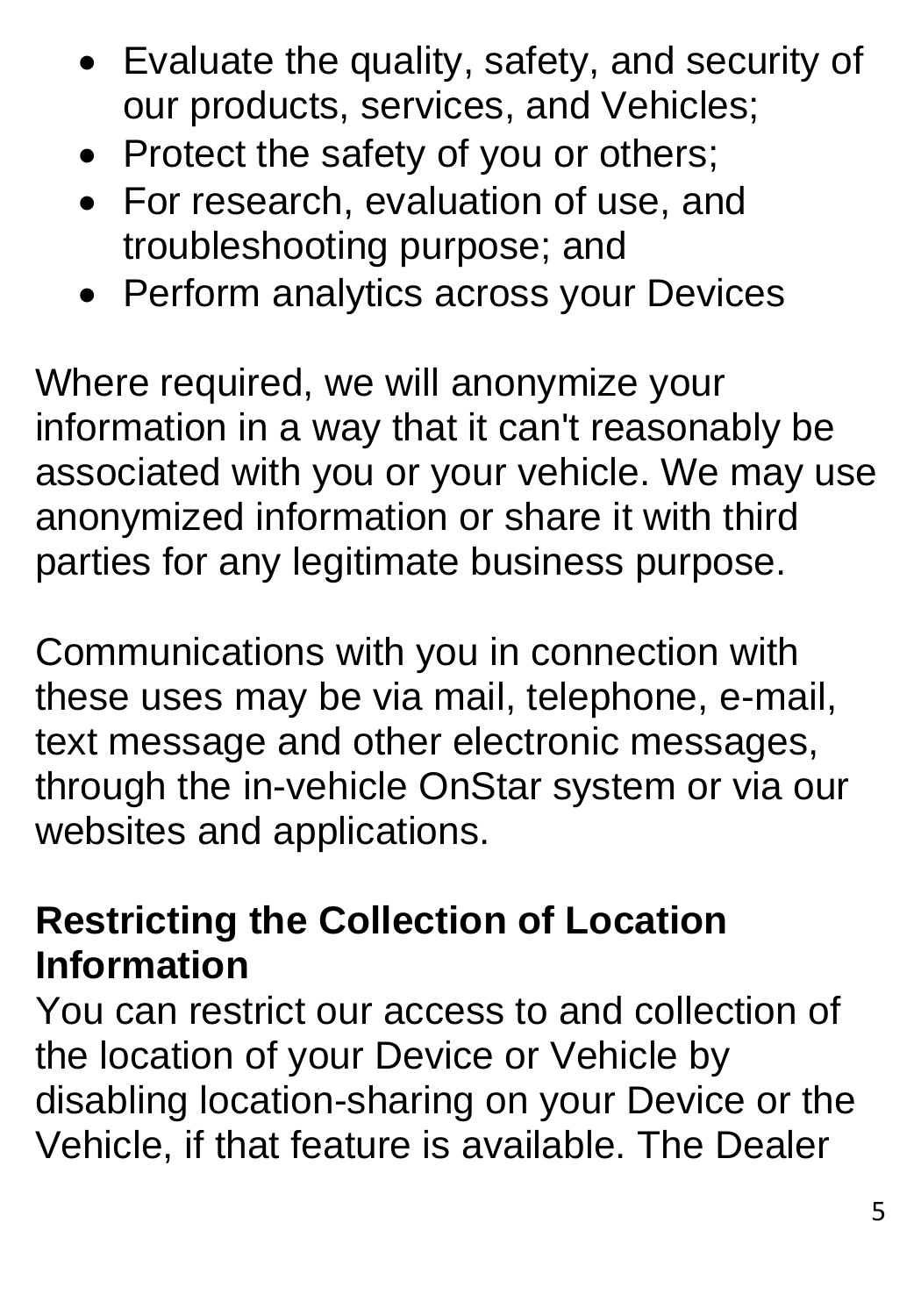- Evaluate the quality, safety, and security of our products, services, and Vehicles;
- Protect the safety of you or others;
- For research, evaluation of use, and troubleshooting purpose; and
- Perform analytics across your Devices

Where required, we will anonymize your information in a way that it can't reasonably be associated with you or your vehicle. We may use anonymized information or share it with third parties for any legitimate business purpose.

Communications with you in connection with these uses may be via mail, telephone, e-mail, text message and other electronic messages, through the in-vehicle OnStar system or via our websites and applications.

## Restricting the Collection of Location Information

You can restrict our access to and collection of the location of your Device or Vehicle by disabling location-sharing on your Device or the Vehicle, if that feature is available. The Dealer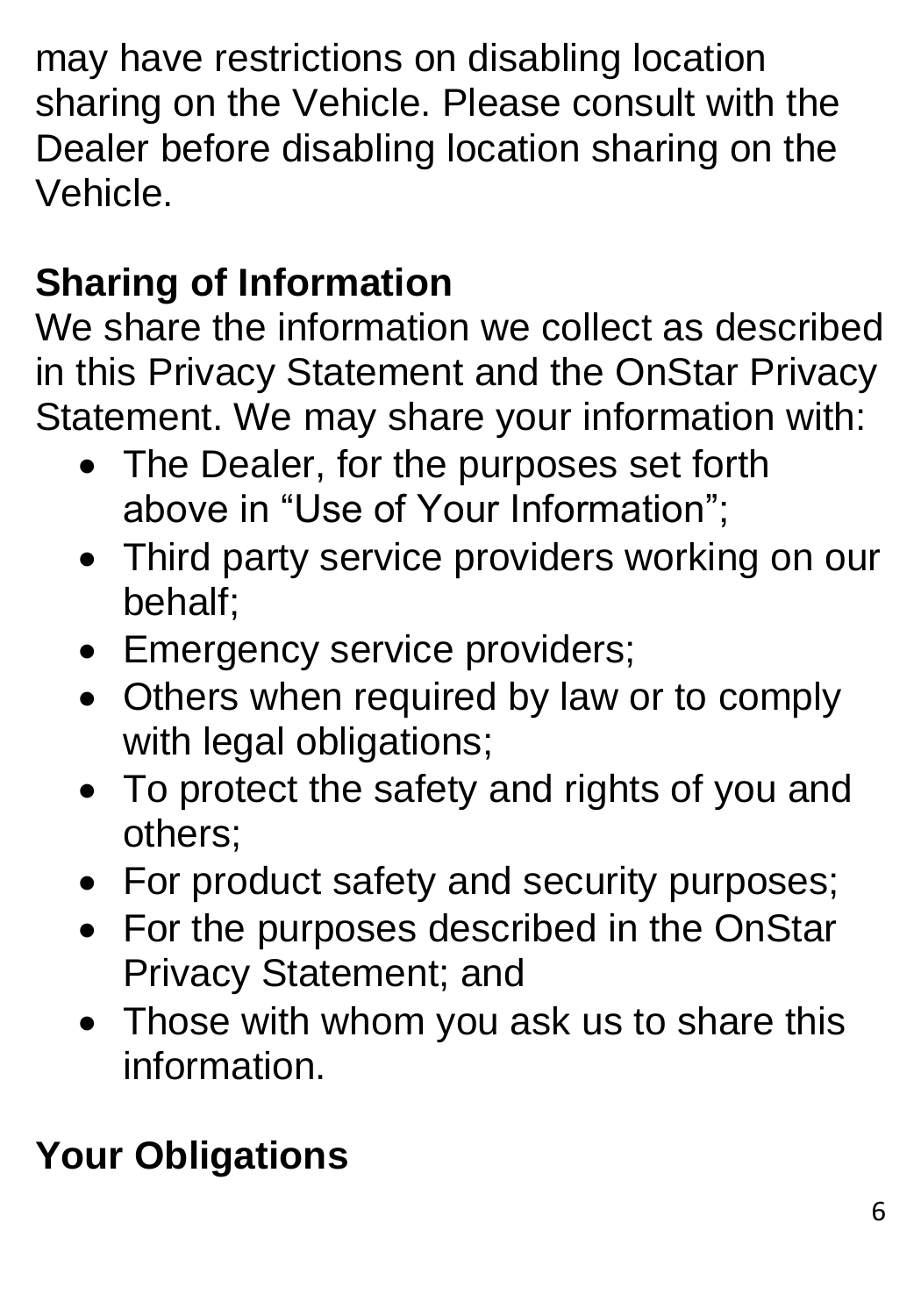may have restrictions on disabling location sharing on the Vehicle. Please consult with the Dealer before disabling location sharing on the Vehicle.

## Sharing of Information

We share the information we collect as described in this Privacy Statement and the OnStar Privacy Statement. We may share your information with:

- The Dealer, for the purposes set forth above in “Use of Your Information”;
- Third party service providers working on our behalf;
- Emergency service providers;
- Others when required by law or to comply with legal obligations;
- To protect the safety and rights of you and others;
- For product safety and security purposes;
- For the purposes described in the OnStar Privacy Statement; and
- Those with whom you ask us to share this information.

## Your Obligations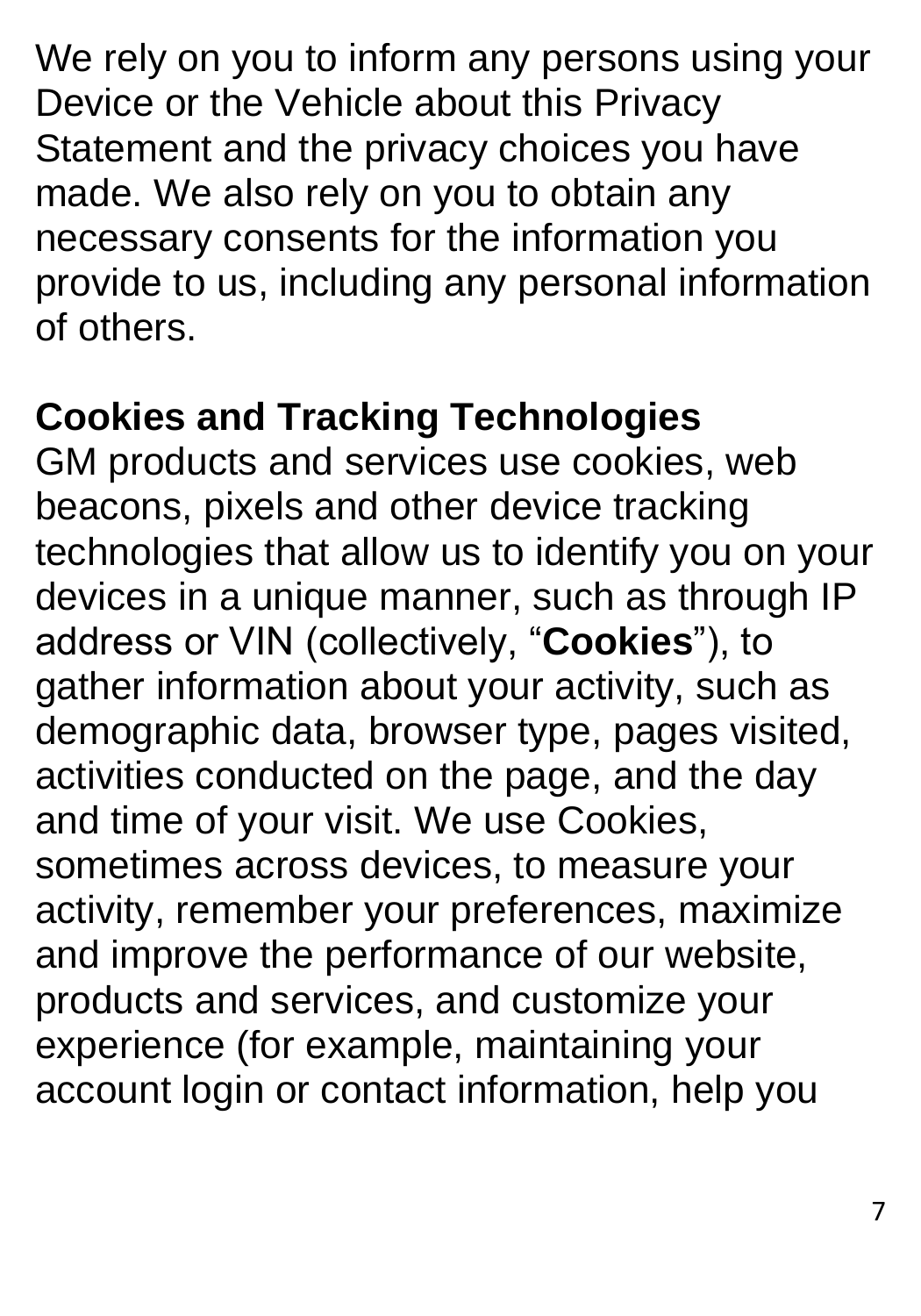We rely on you to inform any persons using your Device or the Vehicle about this Privacy Statement and the privacy choices you have made. We also rely on you to obtain any necessary consents for the information you provide to us, including any personal information of others.

**Cookies and Tracking Technologies**

GM products and services use cookies, web beacons, pixels and other device tracking technologies that allow us to identify you on your devices in a unique manner, such as through IP address or VIN (collectively, "**Cookies**"), to gather information about your activity, such as demographic data, browser type, pages visited, activities conducted on the page, and the day and time of your visit. We use Cookies, sometimes across devices, to measure your activity, remember your preferences, maximize and improve the performance of our website, products and services, and customize your experience (for example, maintaining your account login or contact information, help you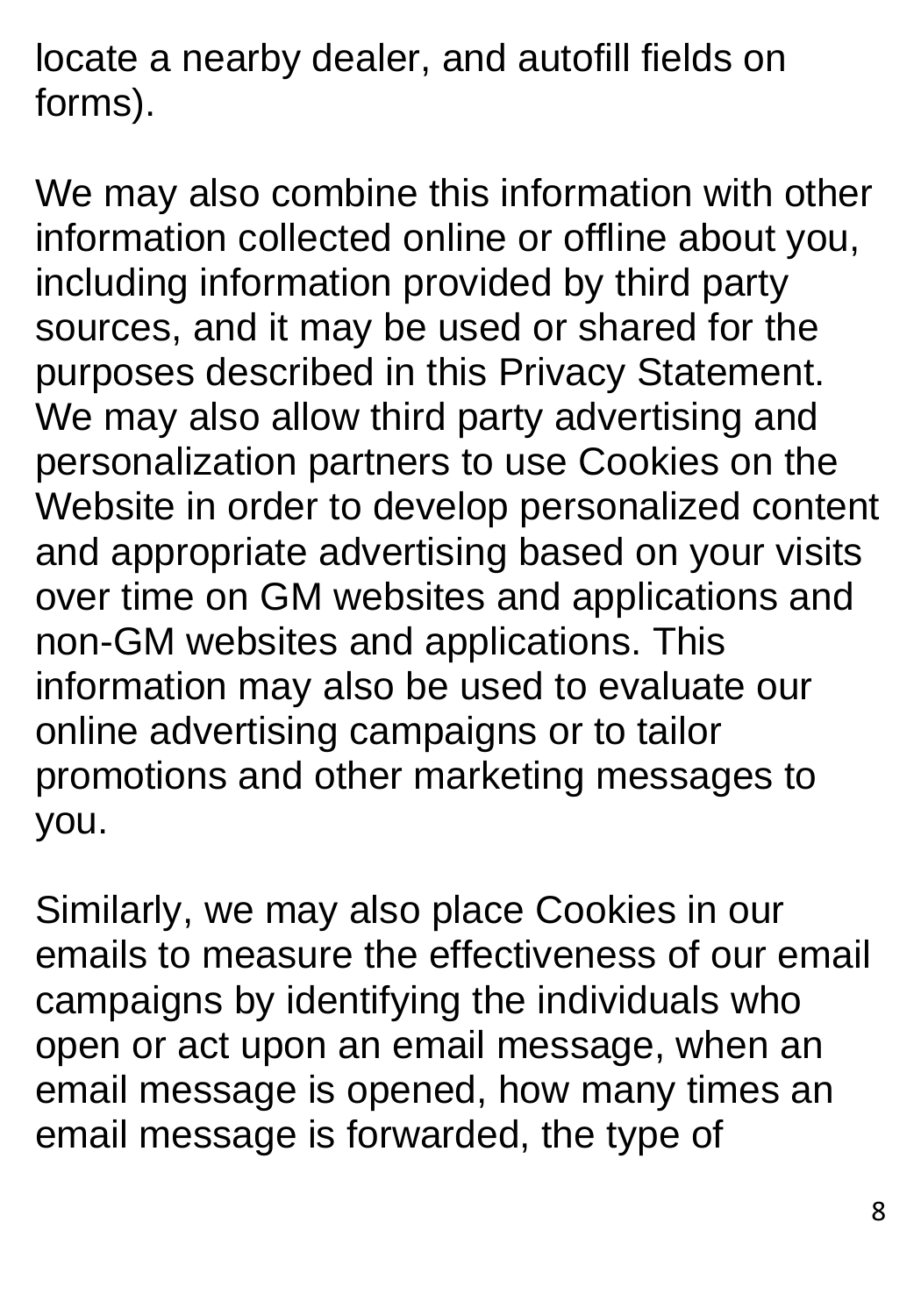locate a nearby dealer, and autofill fields on forms).

We may also combine this information with other information collected online or offline about you, including information provided by third party sources, and it may be used or shared for the purposes described in this Privacy Statement. We may also allow third party advertising and personalization partners to use Cookies on the Website in order to develop personalized content and appropriate advertising based on your visits over time on GM websites and applications and non-GM websites and applications. This information may also be used to evaluate our online advertising campaigns or to tailor promotions and other marketing messages to you.

Similarly, we may also place Cookies in our emails to measure the effectiveness of our email campaigns by identifying the individuals who open or act upon an email message, when an email message is opened, how many times an email message is forwarded, the type of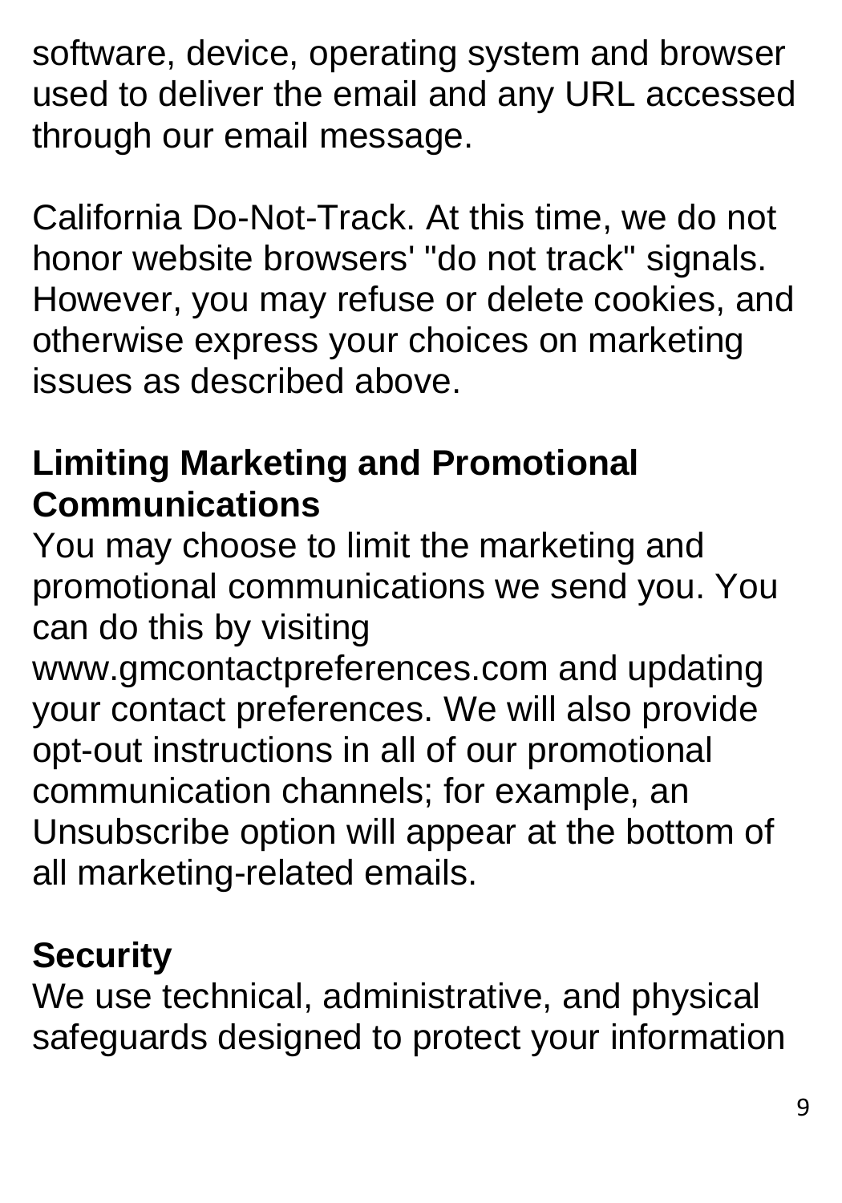software, device, operating system and browser used to deliver the email and any URL accessed through our email message.

California Do-Not-Track. At this time, we do not honor website browsers' "do not track" signals. However, you may refuse or delete cookies, and otherwise express your choices on marketing issues as described above.

## Limiting Marketing and Promotional Communications

You may choose to limit the marketing and promotional communications we send you. You can do this by visiting www.gmcontactpreferences.com and updating your contact preferences. We will also provide opt-out instructions in all of our promotional communication channels; for example, an Unsubscribe option will appear at the bottom of all marketing-related emails.

## Security

We use technical, administrative, and physical safeguards designed to protect your information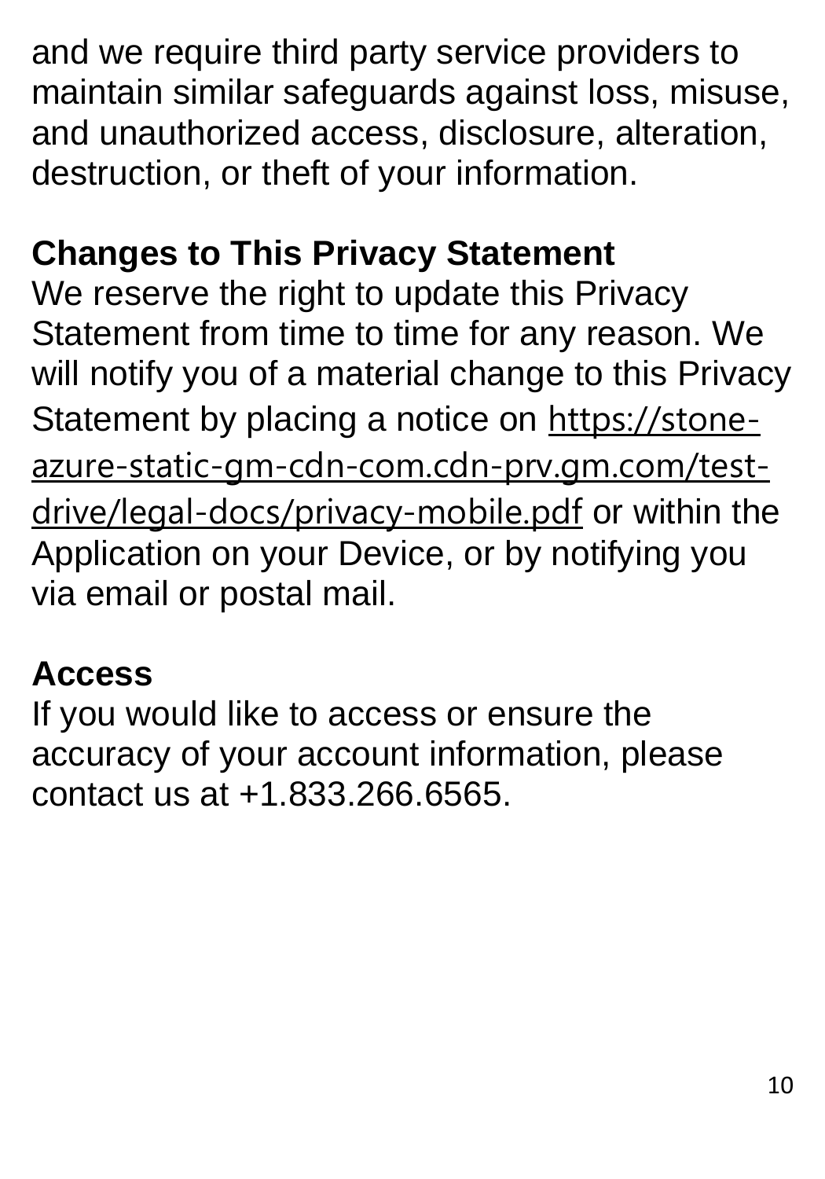and we require third party service providers to maintain similar safeguards against loss, misuse, and unauthorized access, disclosure, alteration, destruction, or theft of your information.

**Changes to This Privacy Statement**

We reserve the right to update this Privacy Statement from time to time for any reason. We will notify you of a material change to this Privacy Statement by placing a notice on https://stone-azure-static-gm-cdn-com.cdn-prv.gm.com/test-drive/legal-docs/privacy-mobile.pdf or within the Application on your Device, or by notifying you via email or postal mail.

**Access**

If you would like to access or ensure the accuracy of your account information, please contact us at +1.833.266.6565.